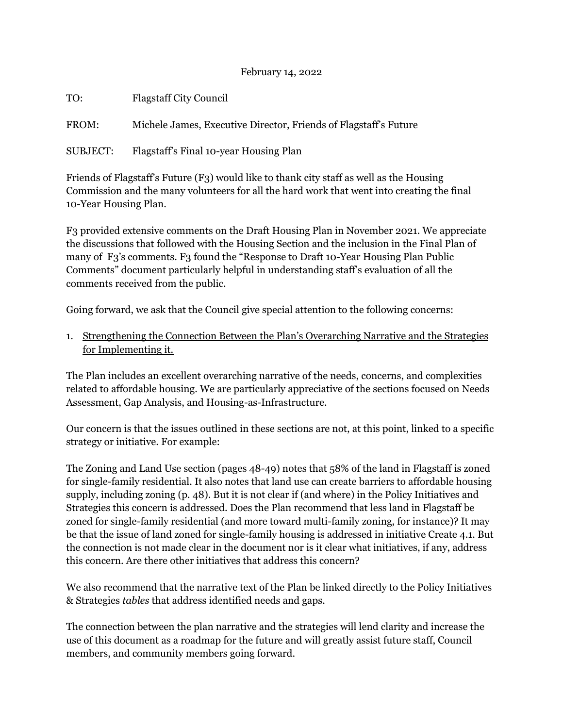February 14, 2022

TO: Flagstaff City Council

FROM: Michele James, Executive Director, Friends of Flagstaff's Future

SUBJECT: Flagstaff's Final 10-year Housing Plan

Friends of Flagstaff's Future (F3) would like to thank city staff as well as the Housing Commission and the many volunteers for all the hard work that went into creating the final 10-Year Housing Plan.

F3 provided extensive comments on the Draft Housing Plan in November 2021. We appreciate the discussions that followed with the Housing Section and the inclusion in the Final Plan of many of F3's comments. F3 found the "Response to Draft 10-Year Housing Plan Public Comments" document particularly helpful in understanding staff's evaluation of all the comments received from the public.

Going forward, we ask that the Council give special attention to the following concerns:

1. <u>Strengthening the Connection Between the Plan's Overarching Narrative and the Strategies for Implementing it.</u>

The Plan includes an excellent overarching narrative of the needs, concerns, and complexities related to affordable housing. We are particularly appreciative of the sections focused on Needs Assessment, Gap Analysis, and Housing-as-Infrastructure.

Our concern is that the issues outlined in these sections are not, at this point, linked to a specific strategy or initiative. For example:

The Zoning and Land Use section (pages 48-49) notes that 58% of the land in Flagstaff is zoned for single-family residential. It also notes that land use can create barriers to affordable housing supply, including zoning (p. 48). But it is not clear if (and where) in the Policy Initiatives and Strategies this concern is addressed. Does the Plan recommend that less land in Flagstaff be zoned for single-family residential (and more toward multi-family zoning, for instance)? It may be that the issue of land zoned for single-family housing is addressed in initiative Create 4.1. But the connection is not made clear in the document nor is it clear what initiatives, if any, address this concern. Are there other initiatives that address this concern?

We also recommend that the narrative text of the Plan be linked directly to the Policy Initiatives & Strategies *tables* that address identified needs and gaps.

The connection between the plan narrative and the strategies will lend clarity and increase the use of this document as a roadmap for the future and will greatly assist future staff, Council members, and community members going forward.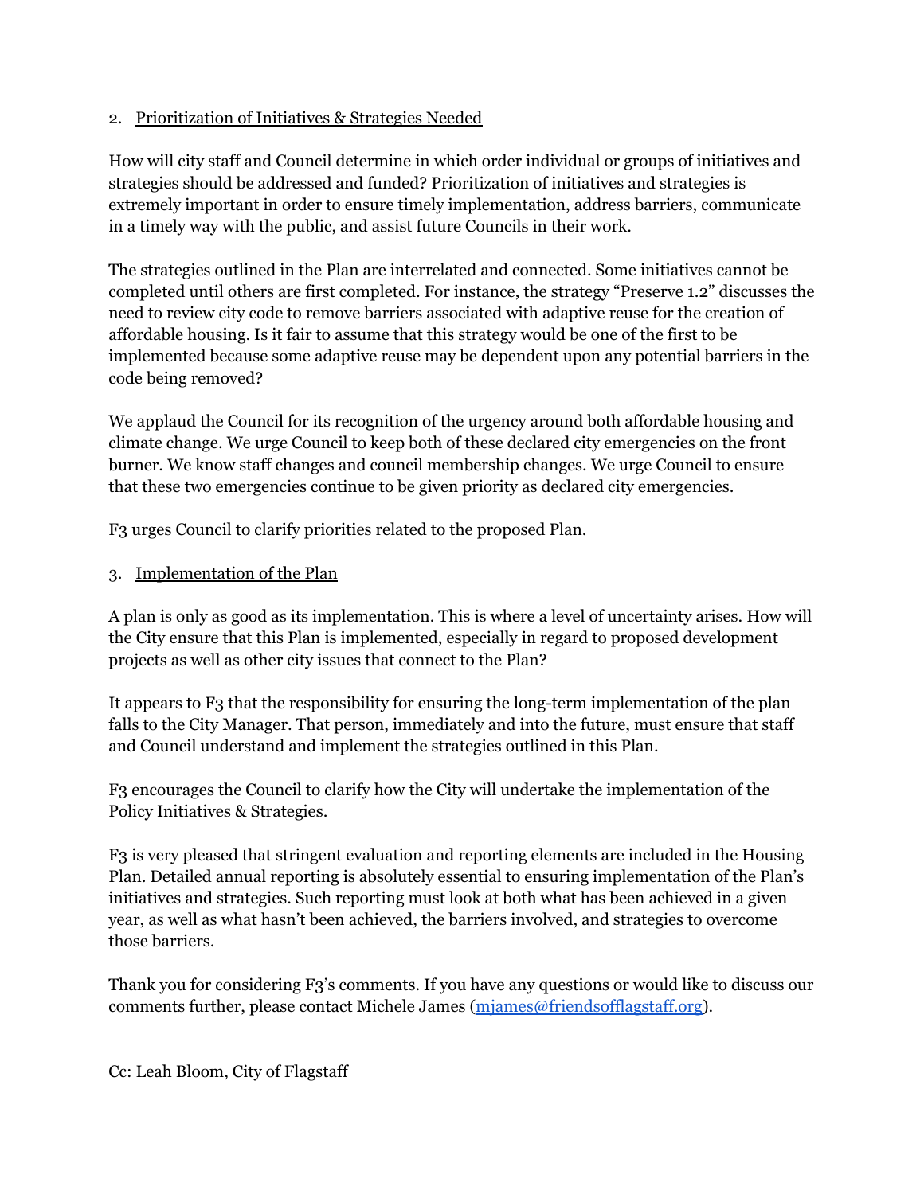2. Prioritization of Initiatives & Strategies Needed

How will city staff and Council determine in which order individual or groups of initiatives and strategies should be addressed and funded? Prioritization of initiatives and strategies is extremely important in order to ensure timely implementation, address barriers, communicate in a timely way with the public, and assist future Councils in their work.

The strategies outlined in the Plan are interrelated and connected. Some initiatives cannot be completed until others are first completed. For instance, the strategy "Preserve 1.2" discusses the need to review city code to remove barriers associated with adaptive reuse for the creation of affordable housing. Is it fair to assume that this strategy would be one of the first to be implemented because some adaptive reuse may be dependent upon any potential barriers in the code being removed?

We applaud the Council for its recognition of the urgency around both affordable housing and climate change. We urge Council to keep both of these declared city emergencies on the front burner. We know staff changes and council membership changes. We urge Council to ensure that these two emergencies continue to be given priority as declared city emergencies.

F3 urges Council to clarify priorities related to the proposed Plan.

3. Implementation of the Plan

A plan is only as good as its implementation. This is where a level of uncertainty arises. How will the City ensure that this Plan is implemented, especially in regard to proposed development projects as well as other city issues that connect to the Plan?

It appears to F3 that the responsibility for ensuring the long-term implementation of the plan falls to the City Manager. That person, immediately and into the future, must ensure that staff and Council understand and implement the strategies outlined in this Plan.

F3 encourages the Council to clarify how the City will undertake the implementation of the Policy Initiatives & Strategies.

F3 is very pleased that stringent evaluation and reporting elements are included in the Housing Plan. Detailed annual reporting is absolutely essential to ensuring implementation of the Plan's initiatives and strategies. Such reporting must look at both what has been achieved in a given year, as well as what hasn't been achieved, the barriers involved, and strategies to overcome those barriers.

Thank you for considering F3's comments. If you have any questions or would like to discuss our comments further, please contact Michele James (mjames@friendsofflagstaff.org).

Cc: Leah Bloom, City of Flagstaff